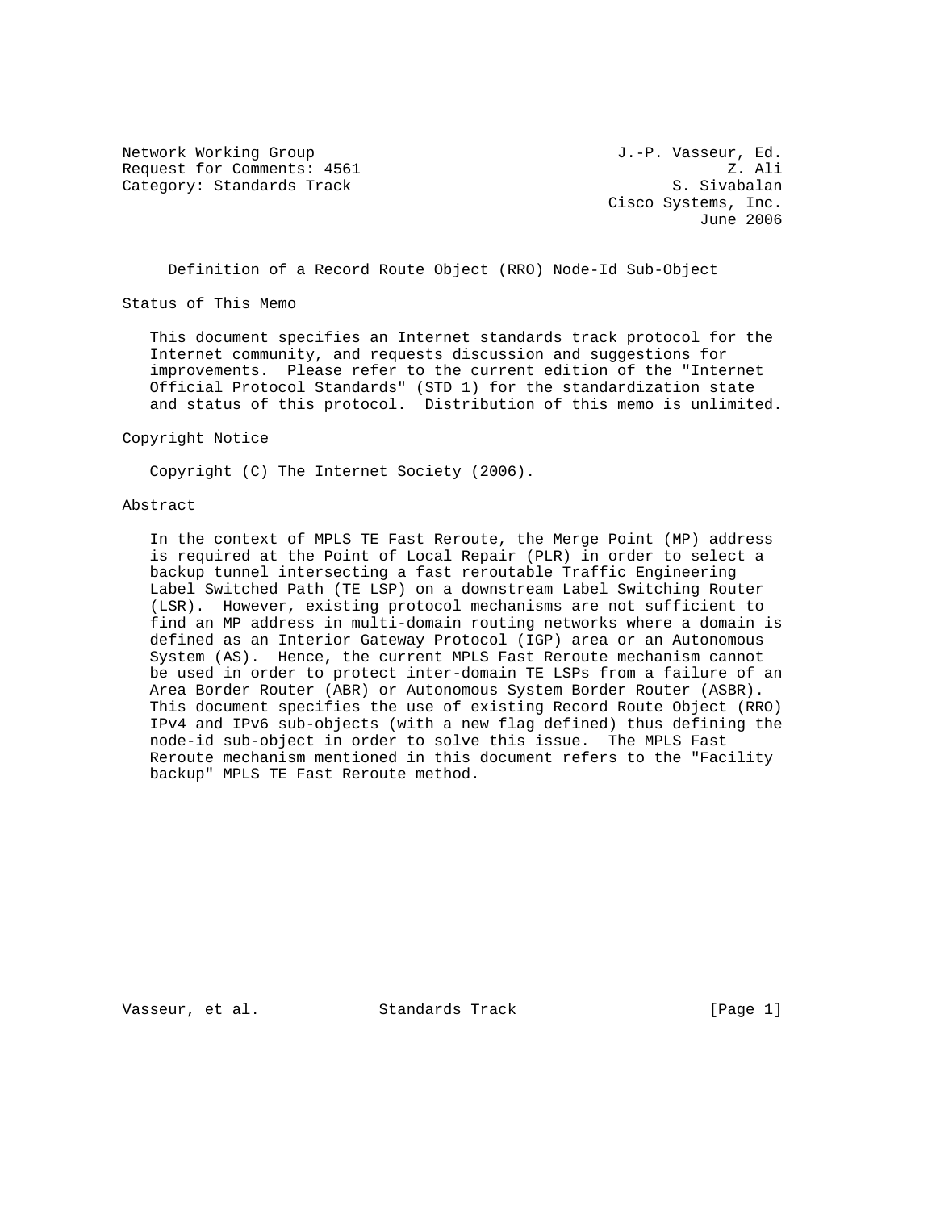Network Working Group J.-P. Vasseur, Ed.
Request for Comments: 4561 Z. Ali
Category: Standards Track S. Sivabalan
Cisco Systems, Inc.
June 2006

# Definition of a Record Route Object (RRO) Node-Id Sub-Object

## Status of This Memo

This document specifies an Internet standards track protocol for the Internet community, and requests discussion and suggestions for improvements. Please refer to the current edition of the "Internet Official Protocol Standards" (STD 1) for the standardization state and status of this protocol. Distribution of this memo is unlimited.

## Copyright Notice

Copyright (C) The Internet Society (2006).

## Abstract

In the context of MPLS TE Fast Reroute, the Merge Point (MP) address is required at the Point of Local Repair (PLR) in order to select a backup tunnel intersecting a fast reroutable Traffic Engineering Label Switched Path (TE LSP) on a downstream Label Switching Router (LSR). However, existing protocol mechanisms are not sufficient to find an MP address in multi-domain routing networks where a domain is defined as an Interior Gateway Protocol (IGP) area or an Autonomous System (AS). Hence, the current MPLS Fast Reroute mechanism cannot be used in order to protect inter-domain TE LSPs from a failure of an Area Border Router (ABR) or Autonomous System Border Router (ASBR). This document specifies the use of existing Record Route Object (RRO) IPv4 and IPv6 sub-objects (with a new flag defined) thus defining the node-id sub-object in order to solve this issue. The MPLS Fast Reroute mechanism mentioned in this document refers to the "Facility backup" MPLS TE Fast Reroute method.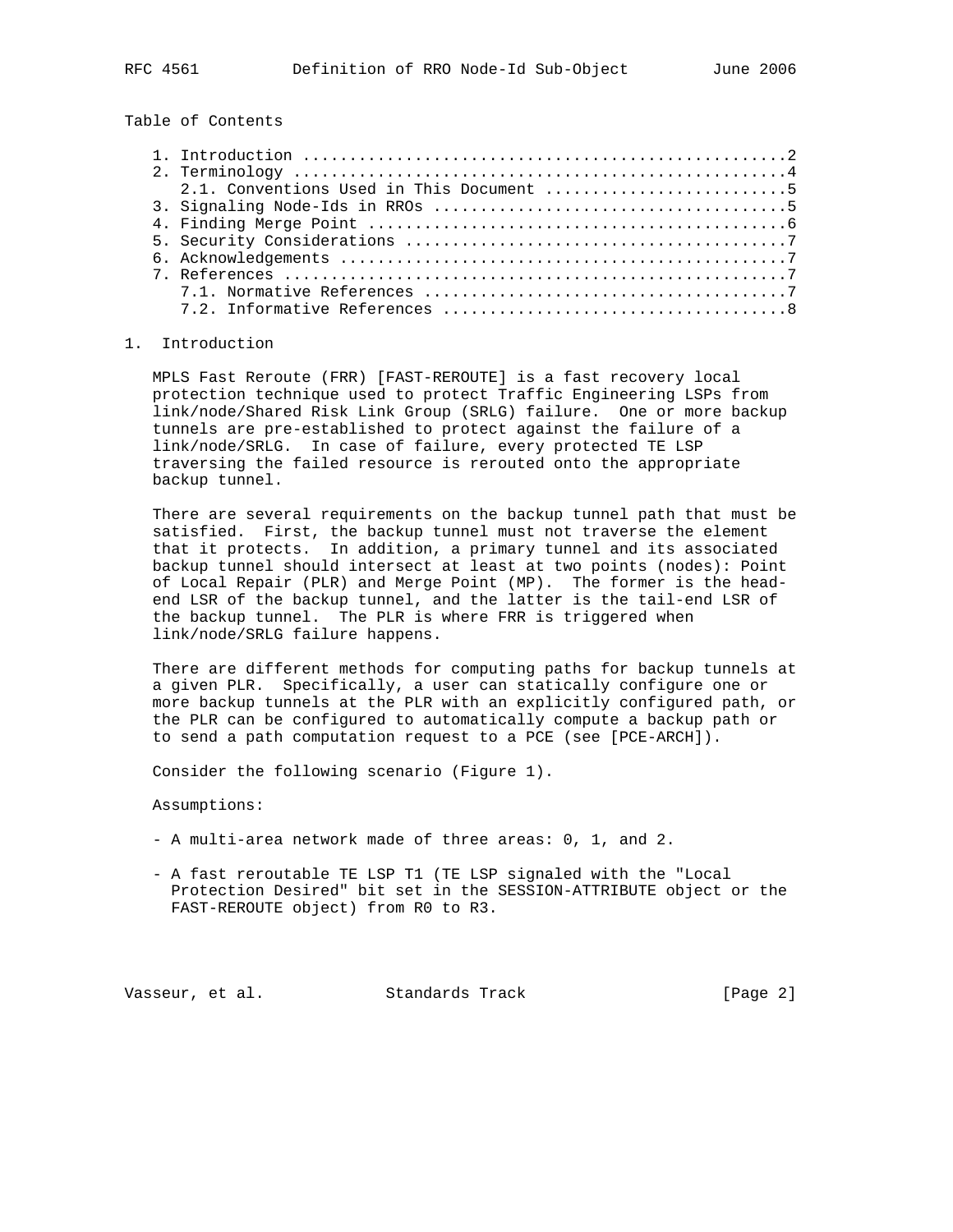Table of Contents

1. Introduction ....................................................2
2. Terminology .....................................................4
   2.1. Conventions Used in This Document ..........................5
3. Signaling Node-Ids in RROs ......................................5
4. Finding Merge Point .............................................6
5. Security Considerations .........................................7
6. Acknowledgements ................................................7
7. References ......................................................7
   7.1. Normative References .......................................7
   7.2. Informative References .....................................8

## 1. Introduction

MPLS Fast Reroute (FRR) [FAST-REROUTE] is a fast recovery local protection technique used to protect Traffic Engineering LSPs from link/node/Shared Risk Link Group (SRLG) failure. One or more backup tunnels are pre-established to protect against the failure of a link/node/SRLG. In case of failure, every protected TE LSP traversing the failed resource is rerouted onto the appropriate backup tunnel.

There are several requirements on the backup tunnel path that must be satisfied. First, the backup tunnel must not traverse the element that it protects. In addition, a primary tunnel and its associated backup tunnel should intersect at least at two points (nodes): Point of Local Repair (PLR) and Merge Point (MP). The former is the head-end LSR of the backup tunnel, and the latter is the tail-end LSR of the backup tunnel. The PLR is where FRR is triggered when link/node/SRLG failure happens.

There are different methods for computing paths for backup tunnels at a given PLR. Specifically, a user can statically configure one or more backup tunnels at the PLR with an explicitly configured path, or the PLR can be configured to automatically compute a backup path or to send a path computation request to a PCE (see [PCE-ARCH]).

Consider the following scenario (Figure 1).

Assumptions:

- A multi-area network made of three areas: 0, 1, and 2.

- A fast reroutable TE LSP T1 (TE LSP signaled with the "Local Protection Desired" bit set in the SESSION-ATTRIBUTE object or the FAST-REROUTE object) from R0 to R3.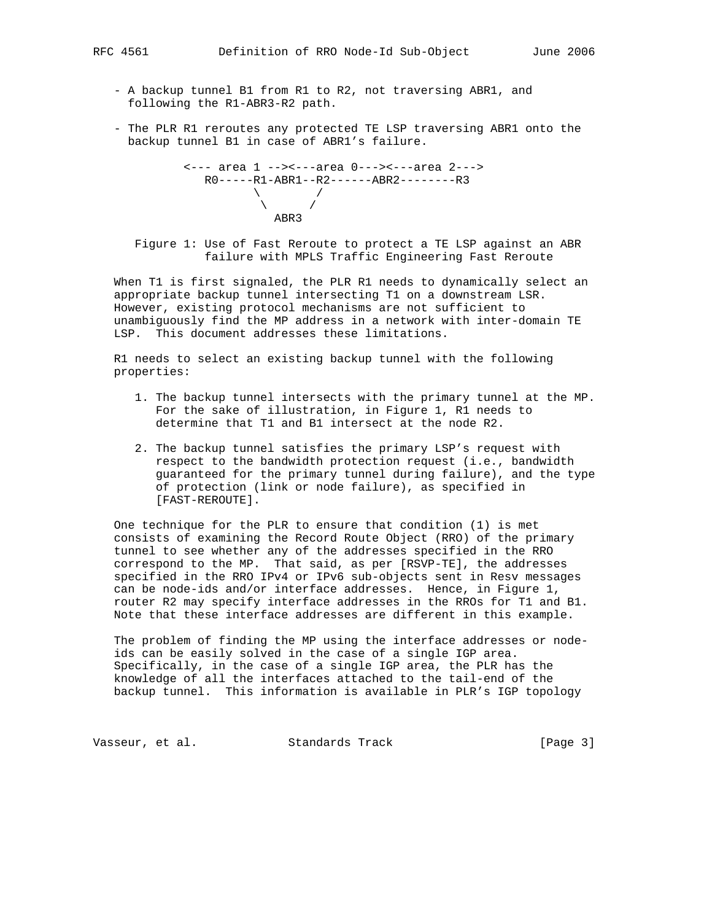- A backup tunnel B1 from R1 to R2, not traversing ABR1, and following the R1-ABR3-R2 path.

- The PLR R1 reroutes any protected TE LSP traversing ABR1 onto the backup tunnel B1 in case of ABR1's failure.

```
<--- area 1 --><---area 0---><---area 2--->
   R0-----R1-ABR1--R2------ABR2--------R3
           \       /
            \     /
              ABR3
```

Figure 1: Use of Fast Reroute to protect a TE LSP against an ABR failure with MPLS Traffic Engineering Fast Reroute

When T1 is first signaled, the PLR R1 needs to dynamically select an appropriate backup tunnel intersecting T1 on a downstream LSR. However, existing protocol mechanisms are not sufficient to unambiguously find the MP address in a network with inter-domain TE LSP. This document addresses these limitations.

R1 needs to select an existing backup tunnel with the following properties:

1. The backup tunnel intersects with the primary tunnel at the MP. For the sake of illustration, in Figure 1, R1 needs to determine that T1 and B1 intersect at the node R2.

2. The backup tunnel satisfies the primary LSP's request with respect to the bandwidth protection request (i.e., bandwidth guaranteed for the primary tunnel during failure), and the type of protection (link or node failure), as specified in [FAST-REROUTE].

One technique for the PLR to ensure that condition (1) is met consists of examining the Record Route Object (RRO) of the primary tunnel to see whether any of the addresses specified in the RRO correspond to the MP. That said, as per [RSVP-TE], the addresses specified in the RRO IPv4 or IPv6 sub-objects sent in Resv messages can be node-ids and/or interface addresses. Hence, in Figure 1, router R2 may specify interface addresses in the RROs for T1 and B1. Note that these interface addresses are different in this example.

The problem of finding the MP using the interface addresses or node-ids can be easily solved in the case of a single IGP area. Specifically, in the case of a single IGP area, the PLR has the knowledge of all the interfaces attached to the tail-end of the backup tunnel. This information is available in PLR's IGP topology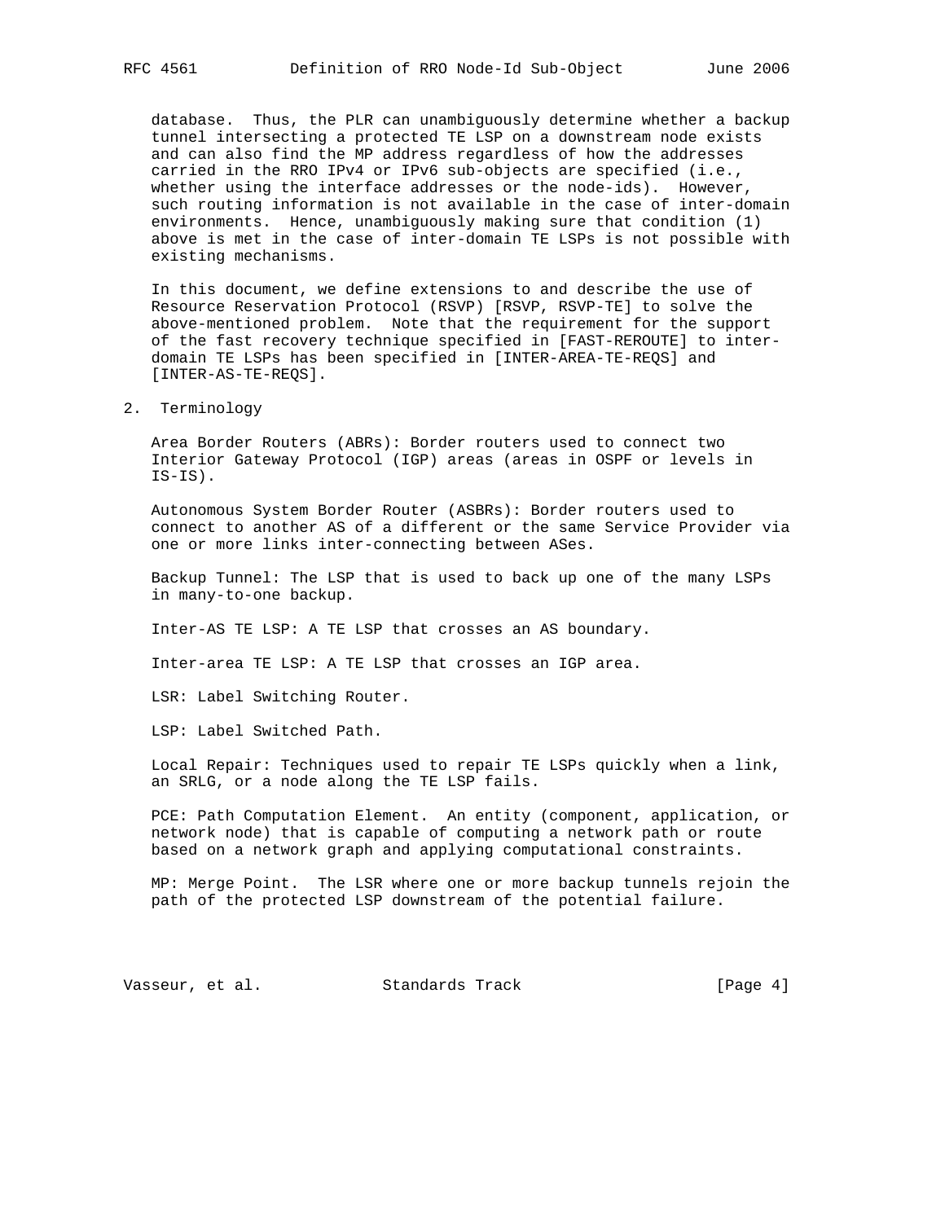database. Thus, the PLR can unambiguously determine whether a backup tunnel intersecting a protected TE LSP on a downstream node exists and can also find the MP address regardless of how the addresses carried in the RRO IPv4 or IPv6 sub-objects are specified (i.e., whether using the interface addresses or the node-ids). However, such routing information is not available in the case of inter-domain environments. Hence, unambiguously making sure that condition (1) above is met in the case of inter-domain TE LSPs is not possible with existing mechanisms.

In this document, we define extensions to and describe the use of Resource Reservation Protocol (RSVP) [RSVP, RSVP-TE] to solve the above-mentioned problem. Note that the requirement for the support of the fast recovery technique specified in [FAST-REROUTE] to inter-domain TE LSPs has been specified in [INTER-AREA-TE-REQS] and [INTER-AS-TE-REQS].

## 2. Terminology

Area Border Routers (ABRs): Border routers used to connect two Interior Gateway Protocol (IGP) areas (areas in OSPF or levels in IS-IS).

Autonomous System Border Router (ASBRs): Border routers used to connect to another AS of a different or the same Service Provider via one or more links inter-connecting between ASes.

Backup Tunnel: The LSP that is used to back up one of the many LSPs in many-to-one backup.

Inter-AS TE LSP: A TE LSP that crosses an AS boundary.

Inter-area TE LSP: A TE LSP that crosses an IGP area.

LSR: Label Switching Router.

LSP: Label Switched Path.

Local Repair: Techniques used to repair TE LSPs quickly when a link, an SRLG, or a node along the TE LSP fails.

PCE: Path Computation Element. An entity (component, application, or network node) that is capable of computing a network path or route based on a network graph and applying computational constraints.

MP: Merge Point. The LSR where one or more backup tunnels rejoin the path of the protected LSP downstream of the potential failure.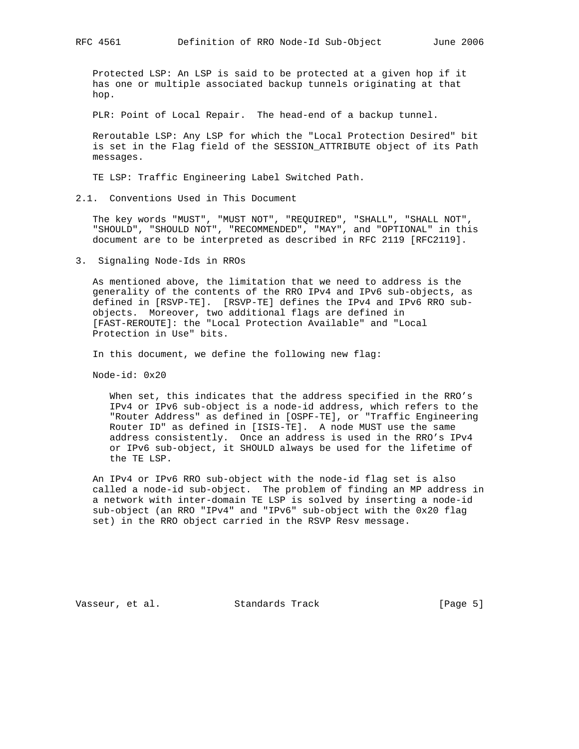Protected LSP: An LSP is said to be protected at a given hop if it has one or multiple associated backup tunnels originating at that hop.

PLR: Point of Local Repair. The head-end of a backup tunnel.

Reroutable LSP: Any LSP for which the "Local Protection Desired" bit is set in the Flag field of the SESSION_ATTRIBUTE object of its Path messages.

TE LSP: Traffic Engineering Label Switched Path.

## 2.1. Conventions Used in This Document

The key words "MUST", "MUST NOT", "REQUIRED", "SHALL", "SHALL NOT", "SHOULD", "SHOULD NOT", "RECOMMENDED", "MAY", and "OPTIONAL" in this document are to be interpreted as described in RFC 2119 [RFC2119].

# 3. Signaling Node-Ids in RROs

As mentioned above, the limitation that we need to address is the generality of the contents of the RRO IPv4 and IPv6 sub-objects, as defined in [RSVP-TE]. [RSVP-TE] defines the IPv4 and IPv6 RRO sub-objects. Moreover, two additional flags are defined in [FAST-REROUTE]: the "Local Protection Available" and "Local Protection in Use" bits.

In this document, we define the following new flag:

Node-id: 0x20

> When set, this indicates that the address specified in the RRO's IPv4 or IPv6 sub-object is a node-id address, which refers to the "Router Address" as defined in [OSPF-TE], or "Traffic Engineering Router ID" as defined in [ISIS-TE]. A node MUST use the same address consistently. Once an address is used in the RRO's IPv4 or IPv6 sub-object, it SHOULD always be used for the lifetime of the TE LSP.

An IPv4 or IPv6 RRO sub-object with the node-id flag set is also called a node-id sub-object. The problem of finding an MP address in a network with inter-domain TE LSP is solved by inserting a node-id sub-object (an RRO "IPv4" and "IPv6" sub-object with the 0x20 flag set) in the RRO object carried in the RSVP Resv message.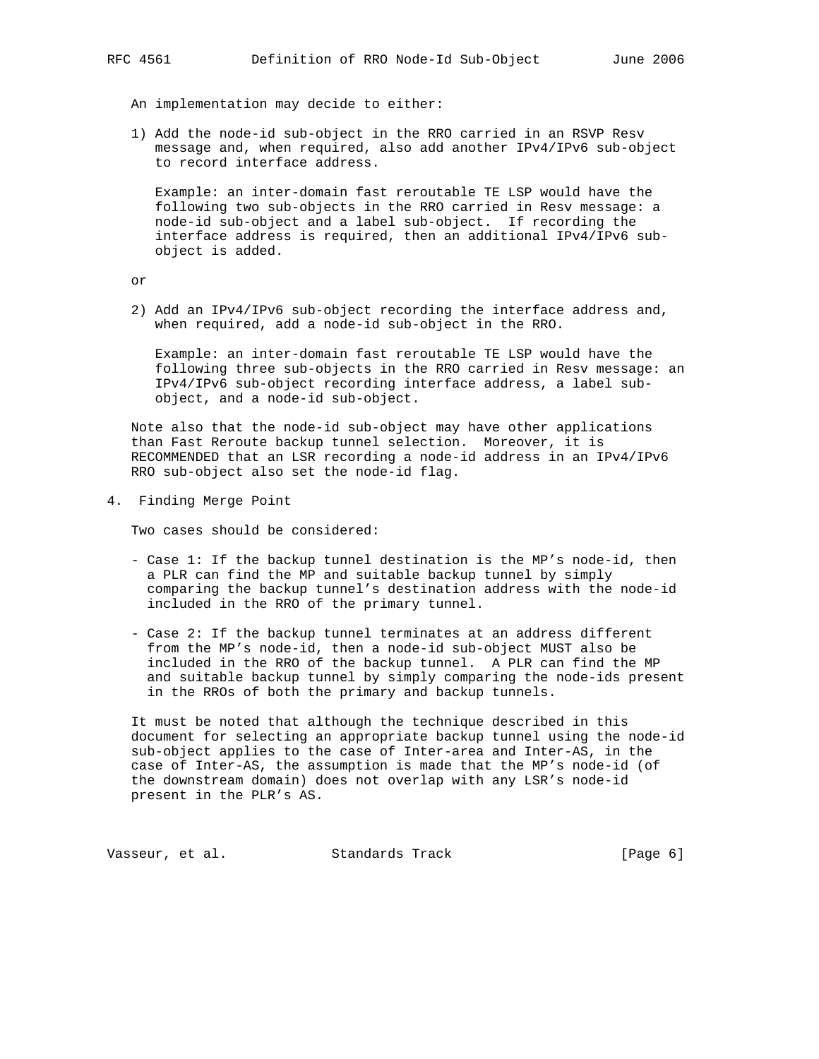An implementation may decide to either:

1) Add the node-id sub-object in the RRO carried in an RSVP Resv message and, when required, also add another IPv4/IPv6 sub-object to record interface address.

   Example: an inter-domain fast reroutable TE LSP would have the following two sub-objects in the RRO carried in Resv message: a node-id sub-object and a label sub-object. If recording the interface address is required, then an additional IPv4/IPv6 sub-object is added.

or

2) Add an IPv4/IPv6 sub-object recording the interface address and, when required, add a node-id sub-object in the RRO.

   Example: an inter-domain fast reroutable TE LSP would have the following three sub-objects in the RRO carried in Resv message: an IPv4/IPv6 sub-object recording interface address, a label sub-object, and a node-id sub-object.

Note also that the node-id sub-object may have other applications than Fast Reroute backup tunnel selection. Moreover, it is RECOMMENDED that an LSR recording a node-id address in an IPv4/IPv6 RRO sub-object also set the node-id flag.

## 4. Finding Merge Point

Two cases should be considered:

- Case 1: If the backup tunnel destination is the MP's node-id, then a PLR can find the MP and suitable backup tunnel by simply comparing the backup tunnel's destination address with the node-id included in the RRO of the primary tunnel.

- Case 2: If the backup tunnel terminates at an address different from the MP's node-id, then a node-id sub-object MUST also be included in the RRO of the backup tunnel. A PLR can find the MP and suitable backup tunnel by simply comparing the node-ids present in the RROs of both the primary and backup tunnels.

It must be noted that although the technique described in this document for selecting an appropriate backup tunnel using the node-id sub-object applies to the case of Inter-area and Inter-AS, in the case of Inter-AS, the assumption is made that the MP's node-id (of the downstream domain) does not overlap with any LSR's node-id present in the PLR's AS.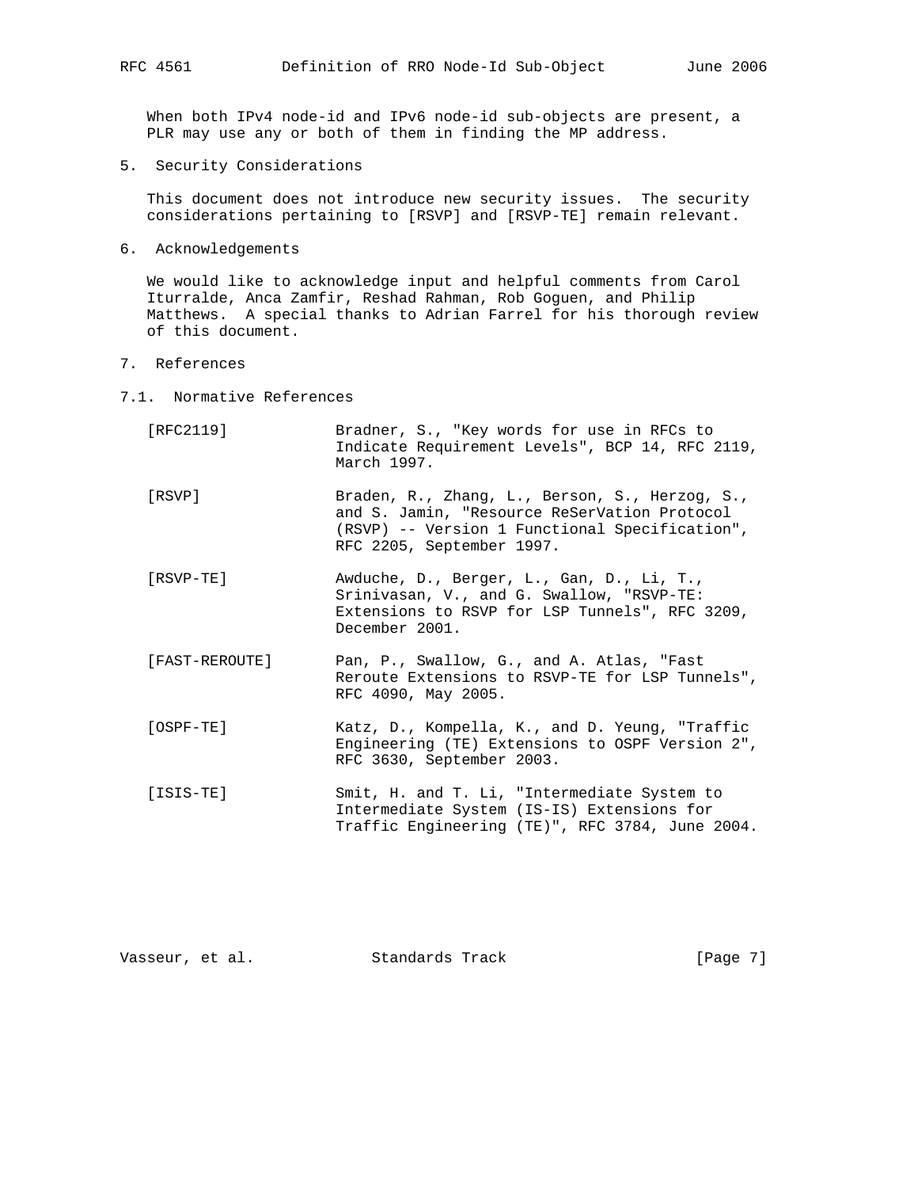When both IPv4 node-id and IPv6 node-id sub-objects are present, a PLR may use any or both of them in finding the MP address.

## 5. Security Considerations

This document does not introduce new security issues. The security considerations pertaining to [RSVP] and [RSVP-TE] remain relevant.

## 6. Acknowledgements

We would like to acknowledge input and helpful comments from Carol Iturralde, Anca Zamfir, Reshad Rahman, Rob Goguen, and Philip Matthews. A special thanks to Adrian Farrel for his thorough review of this document.

## 7. References

### 7.1. Normative References

[RFC2119] Bradner, S., "Key words for use in RFCs to Indicate Requirement Levels", BCP 14, RFC 2119, March 1997.

[RSVP] Braden, R., Zhang, L., Berson, S., Herzog, S., and S. Jamin, "Resource ReSerVation Protocol (RSVP) -- Version 1 Functional Specification", RFC 2205, September 1997.

[RSVP-TE] Awduche, D., Berger, L., Gan, D., Li, T., Srinivasan, V., and G. Swallow, "RSVP-TE: Extensions to RSVP for LSP Tunnels", RFC 3209, December 2001.

[FAST-REROUTE] Pan, P., Swallow, G., and A. Atlas, "Fast Reroute Extensions to RSVP-TE for LSP Tunnels", RFC 4090, May 2005.

[OSPF-TE] Katz, D., Kompella, K., and D. Yeung, "Traffic Engineering (TE) Extensions to OSPF Version 2", RFC 3630, September 2003.

[ISIS-TE] Smit, H. and T. Li, "Intermediate System to Intermediate System (IS-IS) Extensions for Traffic Engineering (TE)", RFC 3784, June 2004.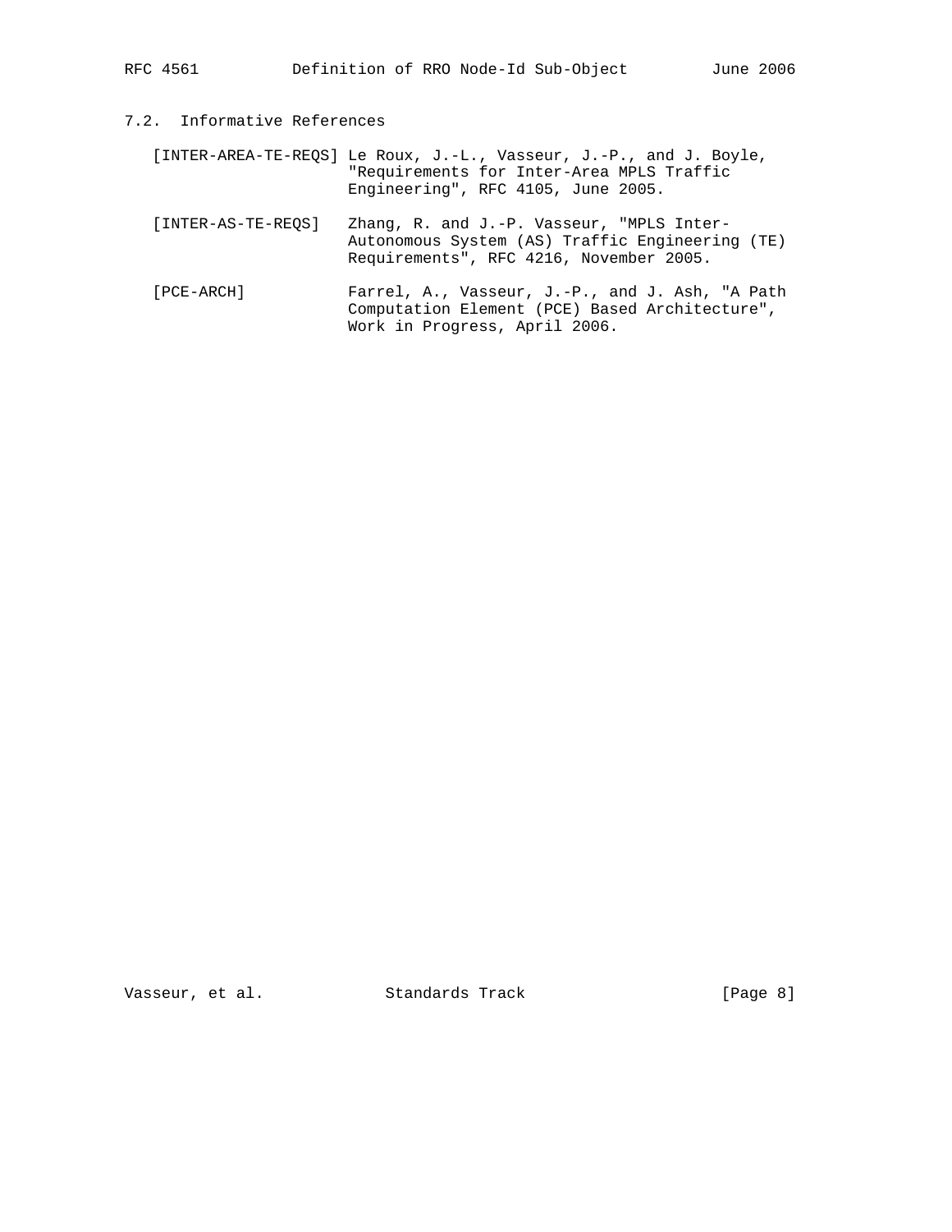### 7.2. Informative References

[INTER-AREA-TE-REQS] Le Roux, J.-L., Vasseur, J.-P., and J. Boyle, "Requirements for Inter-Area MPLS Traffic Engineering", RFC 4105, June 2005.

[INTER-AS-TE-REQS] Zhang, R. and J.-P. Vasseur, "MPLS Inter-Autonomous System (AS) Traffic Engineering (TE) Requirements", RFC 4216, November 2005.

[PCE-ARCH] Farrel, A., Vasseur, J.-P., and J. Ash, "A Path Computation Element (PCE) Based Architecture", Work in Progress, April 2006.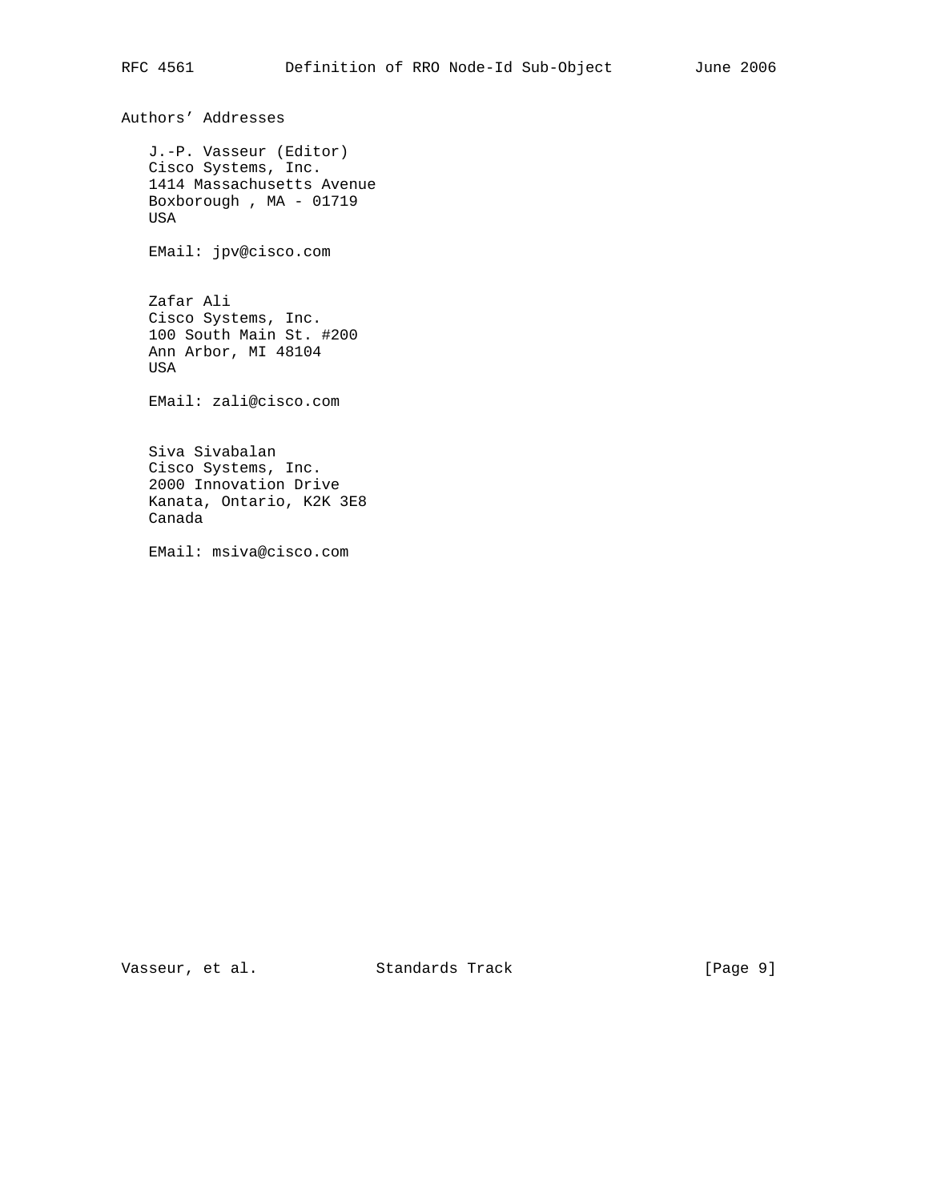## Authors' Addresses

J.-P. Vasseur (Editor)
Cisco Systems, Inc.
1414 Massachusetts Avenue
Boxborough , MA - 01719
USA

EMail: jpv@cisco.com

Zafar Ali
Cisco Systems, Inc.
100 South Main St. #200
Ann Arbor, MI 48104
USA

EMail: zali@cisco.com

Siva Sivabalan
Cisco Systems, Inc.
2000 Innovation Drive
Kanata, Ontario, K2K 3E8
Canada

EMail: msiva@cisco.com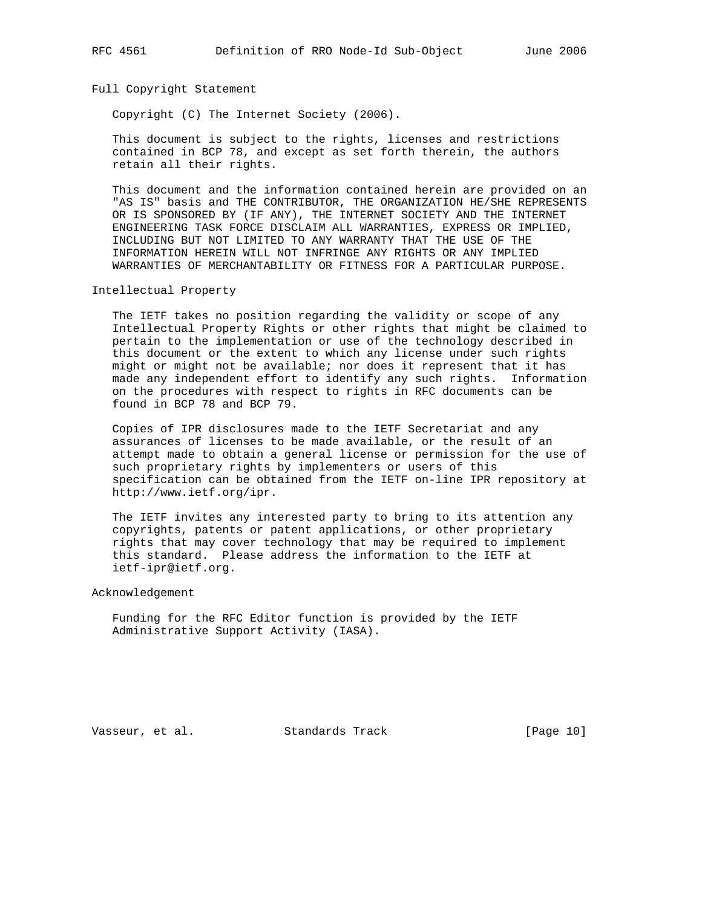## Full Copyright Statement

Copyright (C) The Internet Society (2006).

This document is subject to the rights, licenses and restrictions contained in BCP 78, and except as set forth therein, the authors retain all their rights.

This document and the information contained herein are provided on an "AS IS" basis and THE CONTRIBUTOR, THE ORGANIZATION HE/SHE REPRESENTS OR IS SPONSORED BY (IF ANY), THE INTERNET SOCIETY AND THE INTERNET ENGINEERING TASK FORCE DISCLAIM ALL WARRANTIES, EXPRESS OR IMPLIED, INCLUDING BUT NOT LIMITED TO ANY WARRANTY THAT THE USE OF THE INFORMATION HEREIN WILL NOT INFRINGE ANY RIGHTS OR ANY IMPLIED WARRANTIES OF MERCHANTABILITY OR FITNESS FOR A PARTICULAR PURPOSE.

## Intellectual Property

The IETF takes no position regarding the validity or scope of any Intellectual Property Rights or other rights that might be claimed to pertain to the implementation or use of the technology described in this document or the extent to which any license under such rights might or might not be available; nor does it represent that it has made any independent effort to identify any such rights. Information on the procedures with respect to rights in RFC documents can be found in BCP 78 and BCP 79.

Copies of IPR disclosures made to the IETF Secretariat and any assurances of licenses to be made available, or the result of an attempt made to obtain a general license or permission for the use of such proprietary rights by implementers or users of this specification can be obtained from the IETF on-line IPR repository at http://www.ietf.org/ipr.

The IETF invites any interested party to bring to its attention any copyrights, patents or patent applications, or other proprietary rights that may cover technology that may be required to implement this standard. Please address the information to the IETF at ietf-ipr@ietf.org.

## Acknowledgement

Funding for the RFC Editor function is provided by the IETF Administrative Support Activity (IASA).